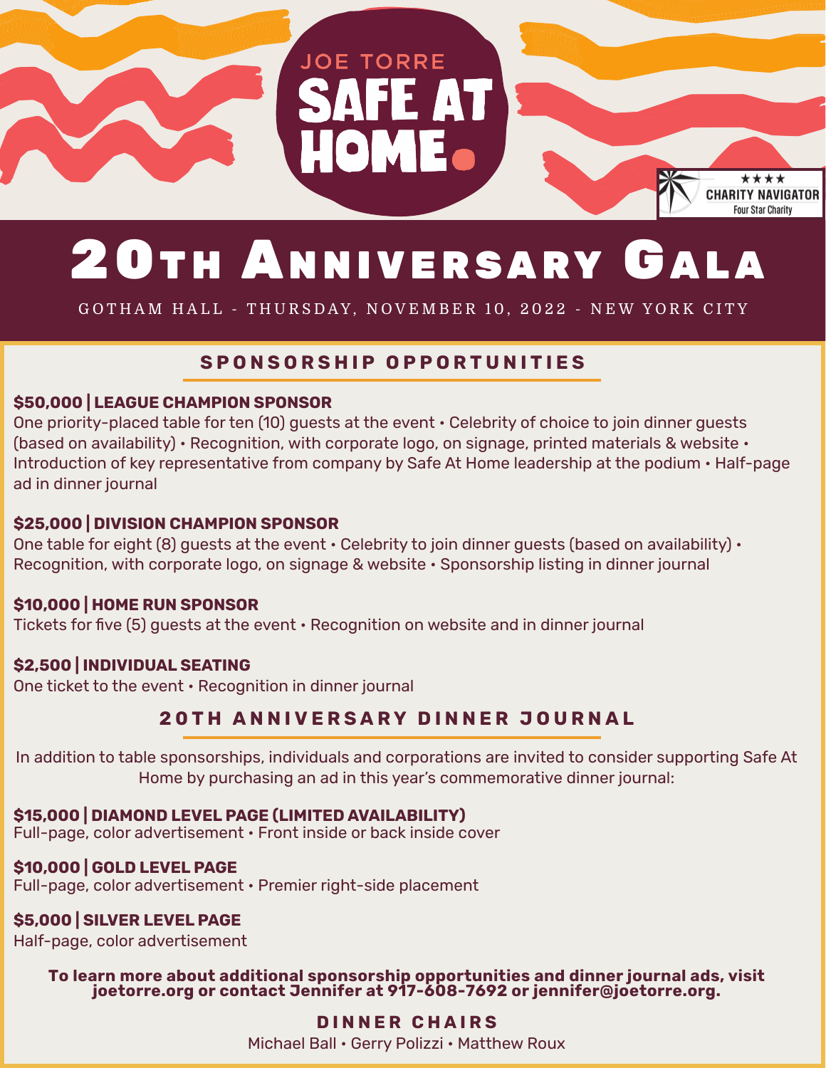JOE TORRE

# SAFE AT HOME.

★★★★ CHARITY NAVIGATOR Four Star Charity

# 20TH ANNIVERSARY GALA

GOTHAM HALL - THURSDAY, NOVEMBER 10, 2022 - NEW YORK CITY

## SPONSORSHIP OPPORTUNITIES

**$50,000 | LEAGUE CHAMPION SPONSOR**
One priority-placed table for ten (10) guests at the event • Celebrity of choice to join dinner guests (based on availability) • Recognition, with corporate logo, on signage, printed materials & website • Introduction of key representative from company by Safe At Home leadership at the podium • Half-page ad in dinner journal

**$25,000 | DIVISION CHAMPION SPONSOR**
One table for eight (8) guests at the event • Celebrity to join dinner guests (based on availability) • Recognition, with corporate logo, on signage & website • Sponsorship listing in dinner journal

**$10,000 | HOME RUN SPONSOR**
Tickets for five (5) guests at the event • Recognition on website and in dinner journal

**$2,500 | INDIVIDUAL SEATING**
One ticket to the event • Recognition in dinner journal

## 20TH ANNIVERSARY DINNER JOURNAL

In addition to table sponsorships, individuals and corporations are invited to consider supporting Safe At Home by purchasing an ad in this year's commemorative dinner journal:

**$15,000 | DIAMOND LEVEL PAGE (LIMITED AVAILABILITY)**
Full-page, color advertisement • Front inside or back inside cover

**$10,000 | GOLD LEVEL PAGE**
Full-page, color advertisement • Premier right-side placement

**$5,000 | SILVER LEVEL PAGE**
Half-page, color advertisement

**To learn more about additional sponsorship opportunities and dinner journal ads, visit joetorre.org or contact Jennifer at 917-608-7692 or jennifer@joetorre.org.**

## DINNER CHAIRS

Michael Ball • Gerry Polizzi • Matthew Roux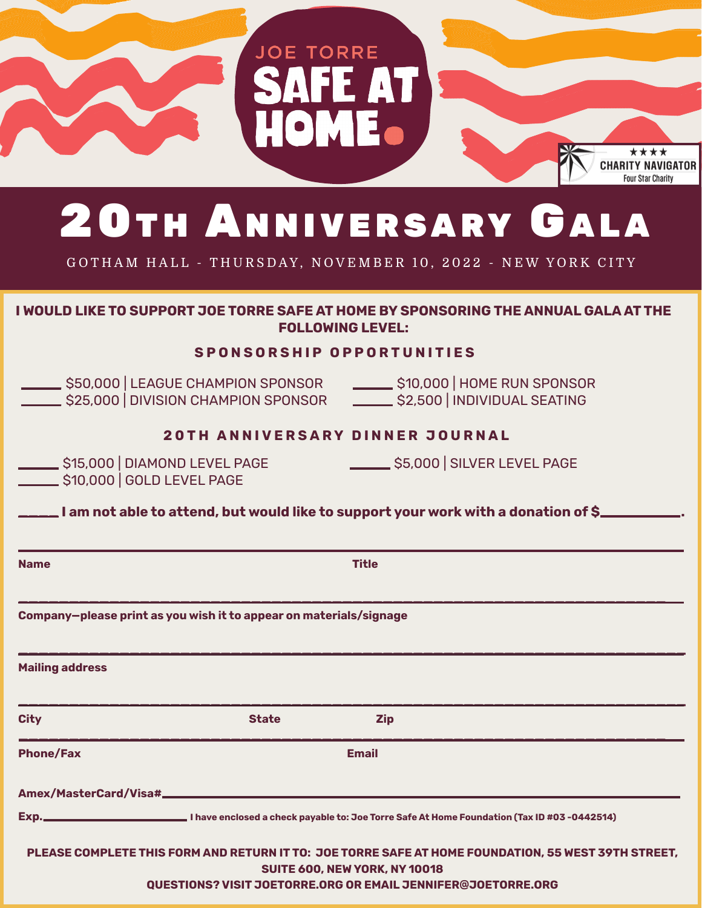JOE TORRE

# SAFE AT HOME.

★★★★ CHARITY NAVIGATOR Four Star Charity

# 20TH ANNIVERSARY GALA

GOTHAM HALL - THURSDAY, NOVEMBER 10, 2022 - NEW YORK CITY

**I WOULD LIKE TO SUPPORT JOE TORRE SAFE AT HOME BY SPONSORING THE ANNUAL GALA AT THE FOLLOWING LEVEL:**

## SPONSORSHIP OPPORTUNITIES

_____ $50,000 | LEAGUE CHAMPION SPONSOR

_____ $25,000 | DIVISION CHAMPION SPONSOR

_____ $10,000 | HOME RUN SPONSOR

_____ $2,500 | INDIVIDUAL SEATING

## 20TH ANNIVERSARY DINNER JOURNAL

_____ $15,000 | DIAMOND LEVEL PAGE

_____ $10,000 | GOLD LEVEL PAGE

_____ $5,000 | SILVER LEVEL PAGE

**_____ I am not able to attend, but would like to support your work with a donation of $__________.**

**Name** ______________________ **Title** ______________________

**Company—please print as you wish it to appear on materials/signage** ______________________

**Mailing address** ______________________

**City** __________ **State** __________ **Zip** __________

**Phone/Fax** ______________________ **Email** ______________________

**Amex/MasterCard/Visa#**______________________

**Exp.**__________ **I have enclosed a check payable to: Joe Torre Safe At Home Foundation (Tax ID #03 -0442514)**

**PLEASE COMPLETE THIS FORM AND RETURN IT TO: JOE TORRE SAFE AT HOME FOUNDATION, 55 WEST 39TH STREET, SUITE 600, NEW YORK, NY 10018**

**QUESTIONS? VISIT JOETORRE.ORG OR EMAIL JENNIFER@JOETORRE.ORG**